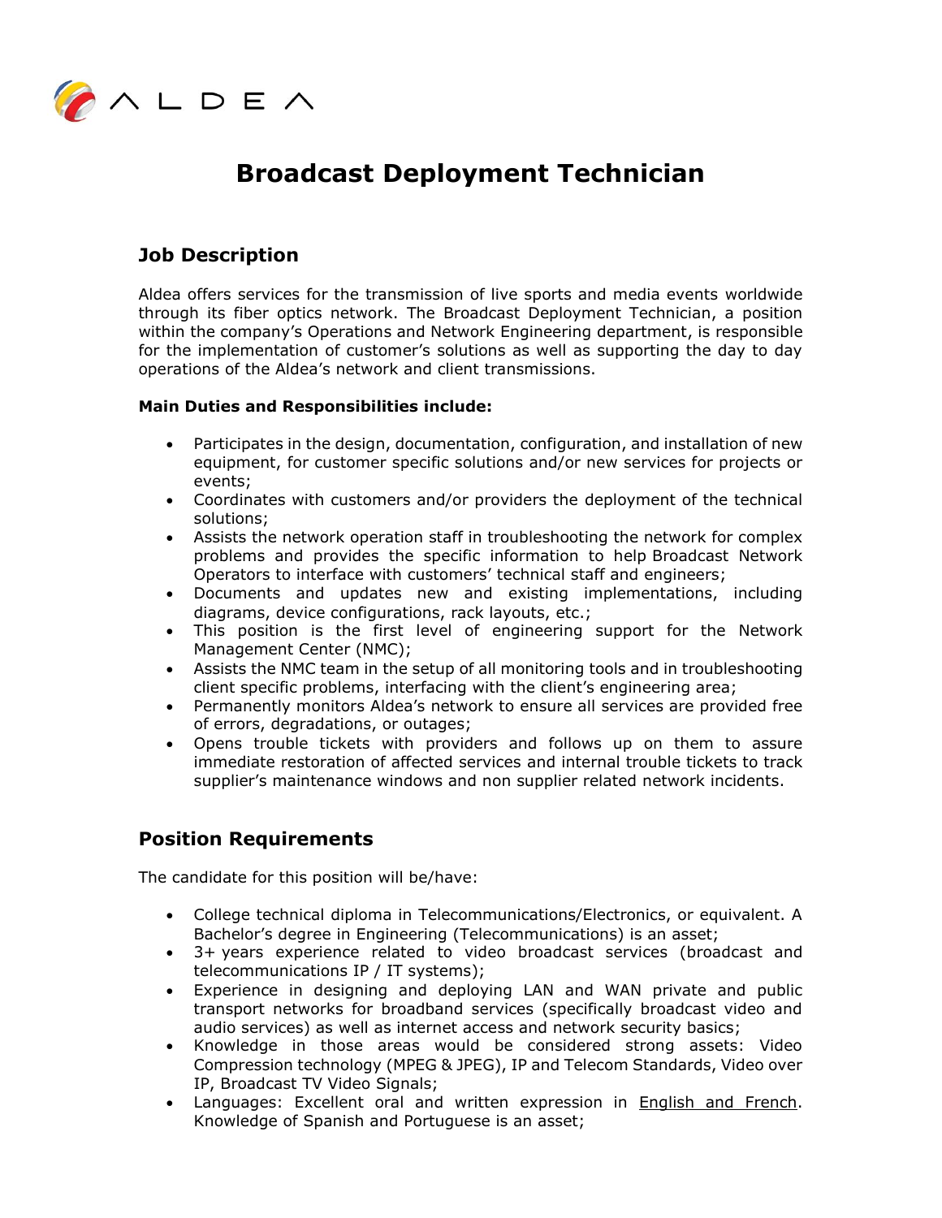# Broadcast Deployment Technician

## Job Description

Aldea offers services for the transmission of live sports and media events worldwide through its fiber optics network. The Broadcast Deployment Technician, a position within the company's Operations and Network Engineering department, is responsible for the implementation of customer's solutions as well as supporting the day to day operations of the Aldea's network and client transmissions.

**Main Duties and Responsibilities include:**

- Participates in the design, documentation, configuration, and installation of new equipment, for customer specific solutions and/or new services for projects or events;
- Coordinates with customers and/or providers the deployment of the technical solutions;
- Assists the network operation staff in troubleshooting the network for complex problems and provides the specific information to help Broadcast Network Operators to interface with customers' technical staff and engineers;
- Documents and updates new and existing implementations, including diagrams, device configurations, rack layouts, etc.;
- This position is the first level of engineering support for the Network Management Center (NMC);
- Assists the NMC team in the setup of all monitoring tools and in troubleshooting client specific problems, interfacing with the client's engineering area;
- Permanently monitors Aldea's network to ensure all services are provided free of errors, degradations, or outages;
- Opens trouble tickets with providers and follows up on them to assure immediate restoration of affected services and internal trouble tickets to track supplier's maintenance windows and non supplier related network incidents.

## Position Requirements

The candidate for this position will be/have:

- College technical diploma in Telecommunications/Electronics, or equivalent. A Bachelor's degree in Engineering (Telecommunications) is an asset;
- 3+ years experience related to video broadcast services (broadcast and telecommunications IP / IT systems);
- Experience in designing and deploying LAN and WAN private and public transport networks for broadband services (specifically broadcast video and audio services) as well as internet access and network security basics;
- Knowledge in those areas would be considered strong assets: Video Compression technology (MPEG & JPEG), IP and Telecom Standards, Video over IP, Broadcast TV Video Signals;
- Languages: Excellent oral and written expression in English and French. Knowledge of Spanish and Portuguese is an asset;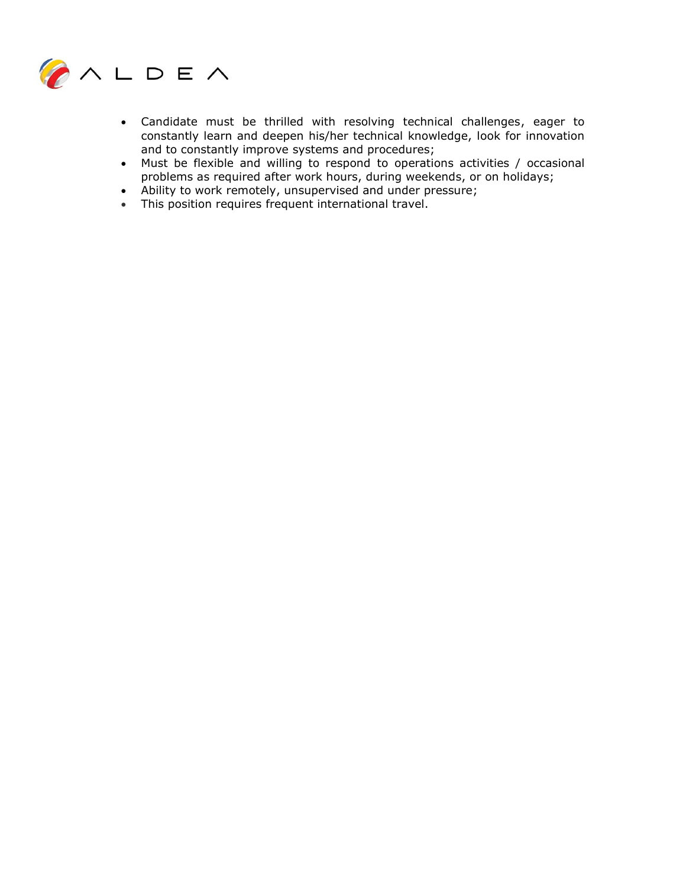- Candidate must be thrilled with resolving technical challenges, eager to constantly learn and deepen his/her technical knowledge, look for innovation and to constantly improve systems and procedures;
- Must be flexible and willing to respond to operations activities / occasional problems as required after work hours, during weekends, or on holidays;
- Ability to work remotely, unsupervised and under pressure;
- This position requires frequent international travel.